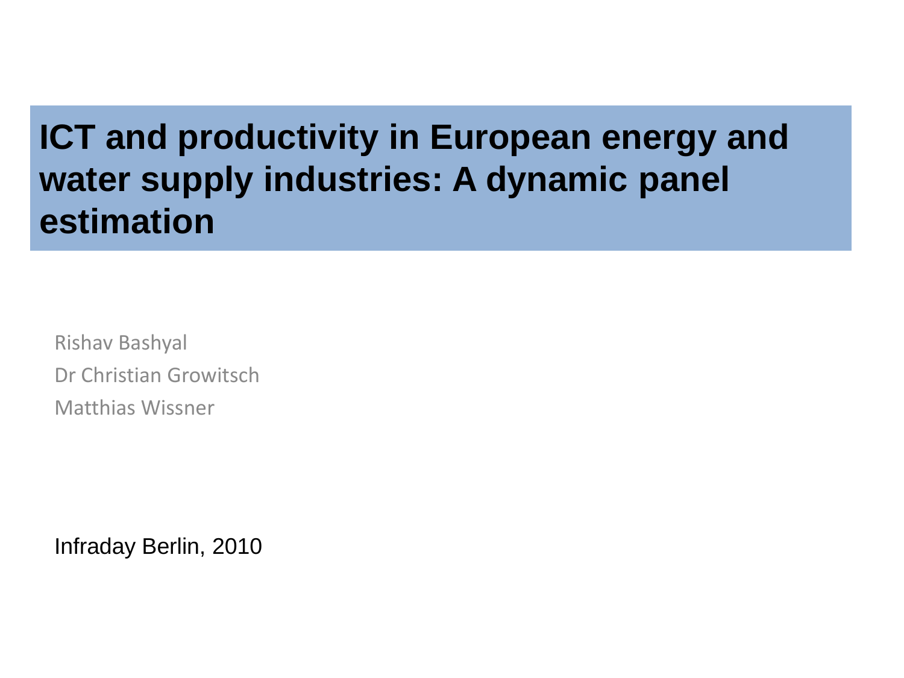# ICT and productivity in European energy and water supply industries: A dynamic panel estimation

Rishav Bashyal

Dr Christian Growitsch

Matthias Wissner

Infraday Berlin, 2010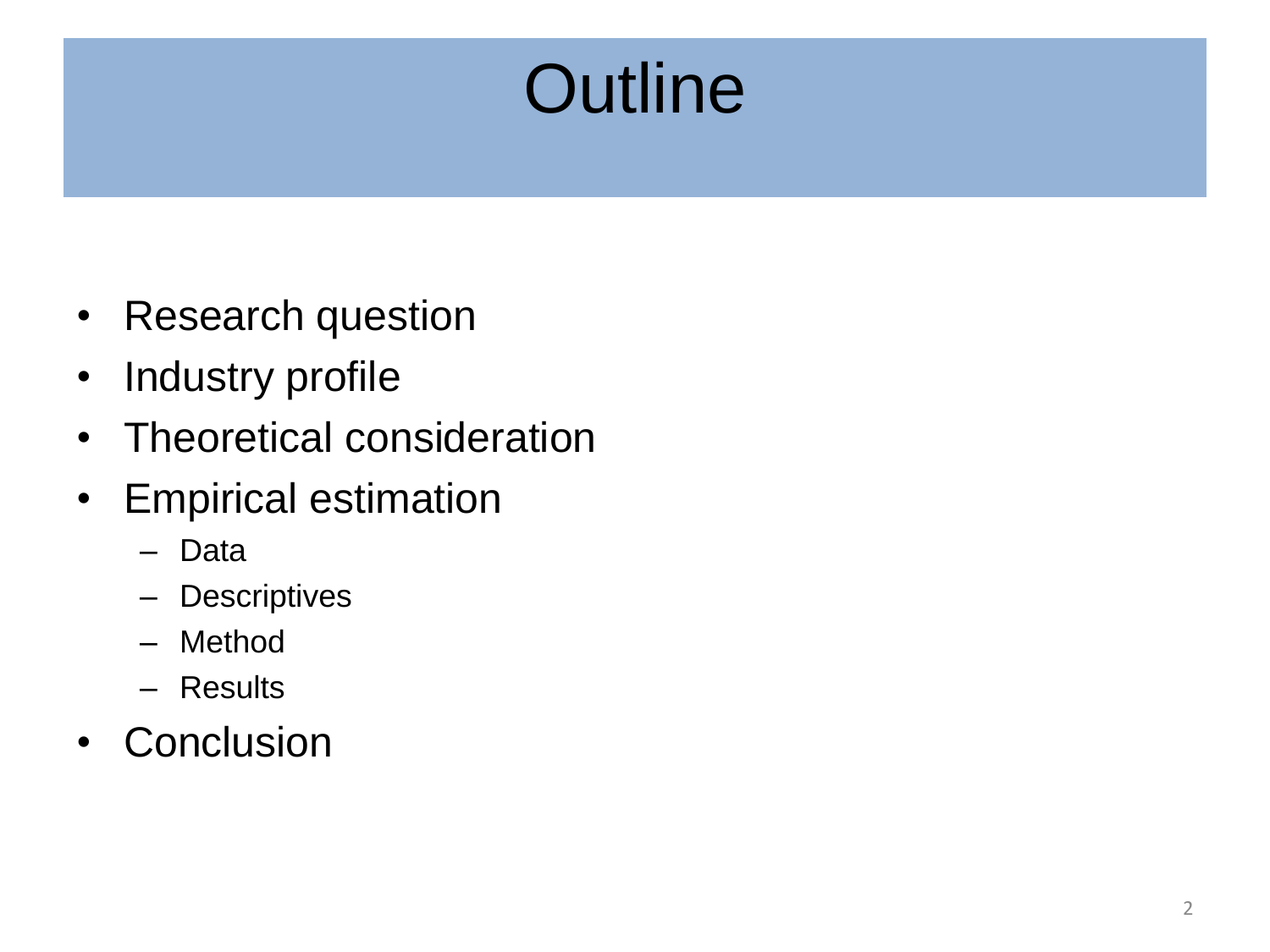# Outline

- Research question
- Industry profile
- Theoretical consideration
- Empirical estimation
  - Data
  - Descriptives
  - Method
  - Results
- Conclusion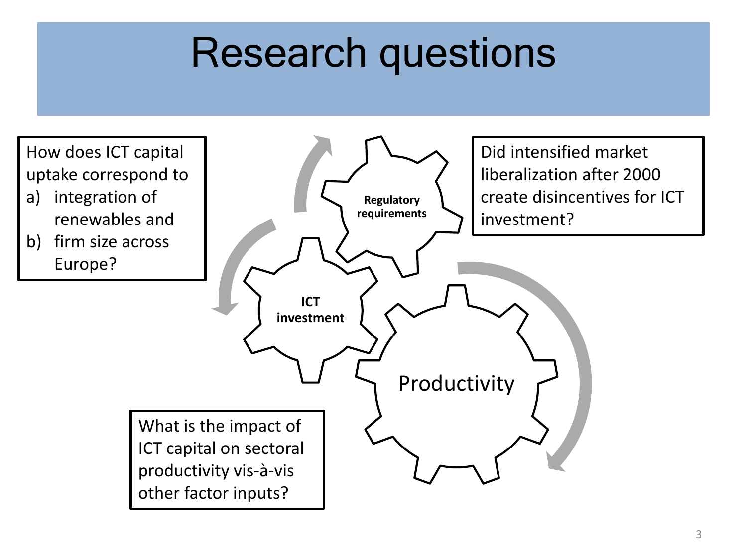# Research questions

How does ICT capital uptake correspond to

a) integration of renewables and
b) firm size across Europe?

Regulatory requirements

Did intensified market liberalization after 2000 create disincentives for ICT investment?

ICT investment

Productivity

What is the impact of ICT capital on sectoral productivity vis-à-vis other factor inputs?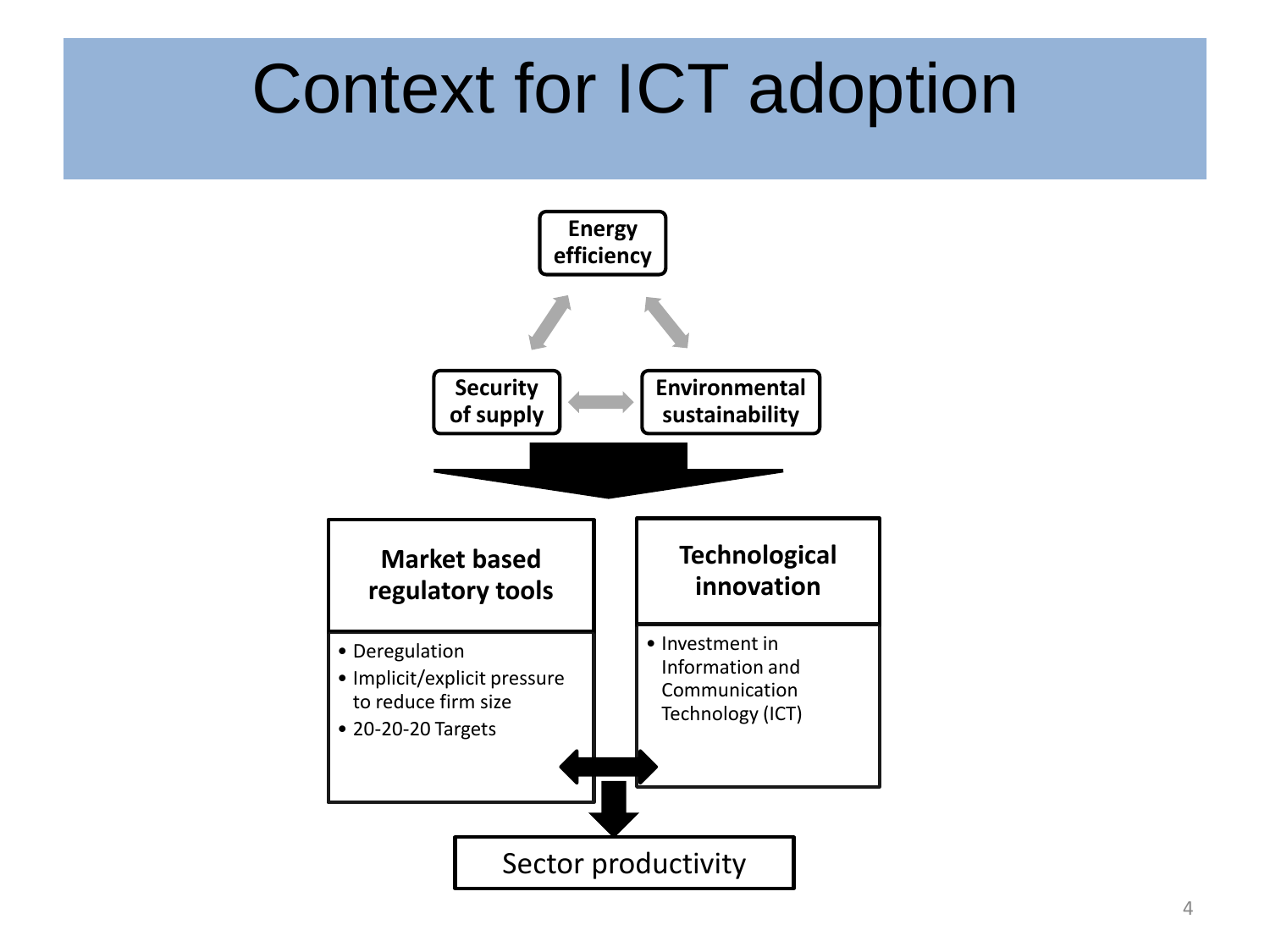# Context for ICT adoption

**Energy efficiency**

**Security of supply**

**Environmental sustainability**

**Market based regulatory tools**

- Deregulation
- Implicit/explicit pressure to reduce firm size
- 20-20-20 Targets

**Technological innovation**

- Investment in Information and Communication Technology (ICT)

Sector productivity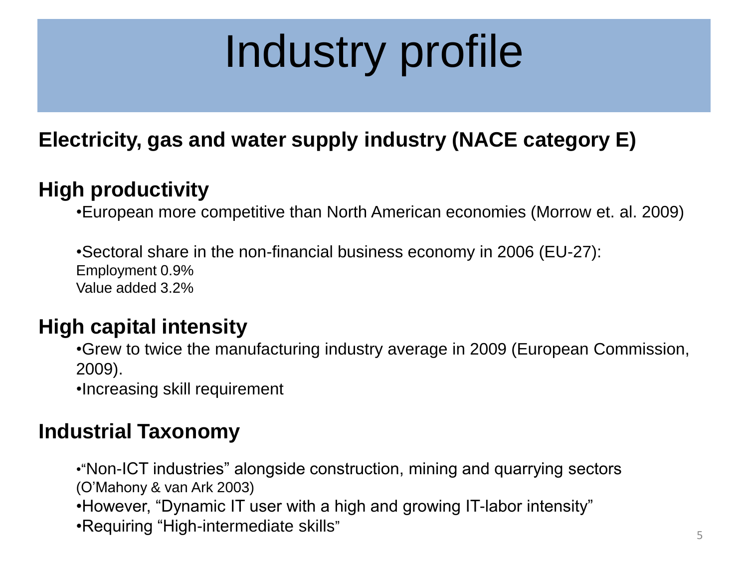# Industry profile

**Electricity, gas and water supply industry (NACE category E)**

## High productivity

- European more competitive than North American economies (Morrow et. al. 2009)

- Sectoral share in the non-financial business economy in 2006 (EU-27):
  Employment 0.9%
  Value added 3.2%

## High capital intensity

- Grew to twice the manufacturing industry average in 2009 (European Commission, 2009).
- Increasing skill requirement

## Industrial Taxonomy

- "Non-ICT industries" alongside construction, mining and quarrying sectors (O'Mahony & van Ark 2003)
- However, "Dynamic IT user with a high and growing IT-labor intensity"
- Requiring "High-intermediate skills"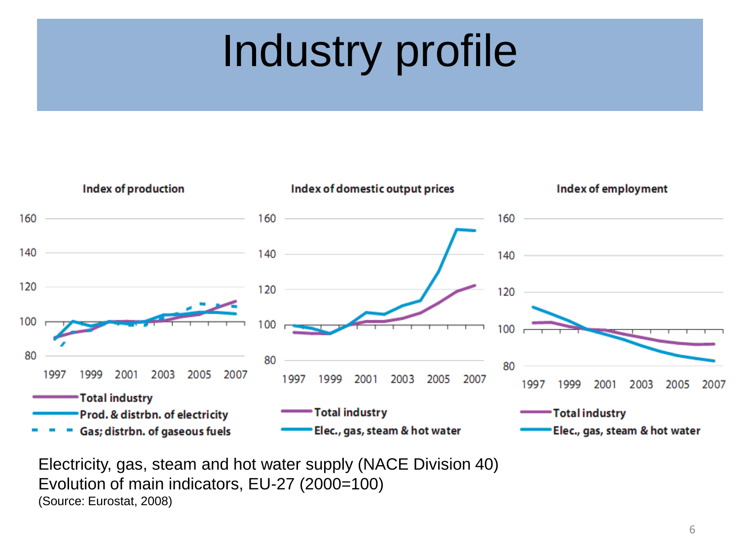# Industry profile

**Index of production**

- Total industry
- Prod. & distrbn. of electricity
- Gas; distrbn. of gaseous fuels

**Index of domestic output prices**

- Total industry
- Elec., gas, steam & hot water

**Index of employment**

- Total industry
- Elec., gas, steam & hot water

Electricity, gas, steam and hot water supply (NACE Division 40)
Evolution of main indicators, EU-27 (2000=100)
(Source: Eurostat, 2008)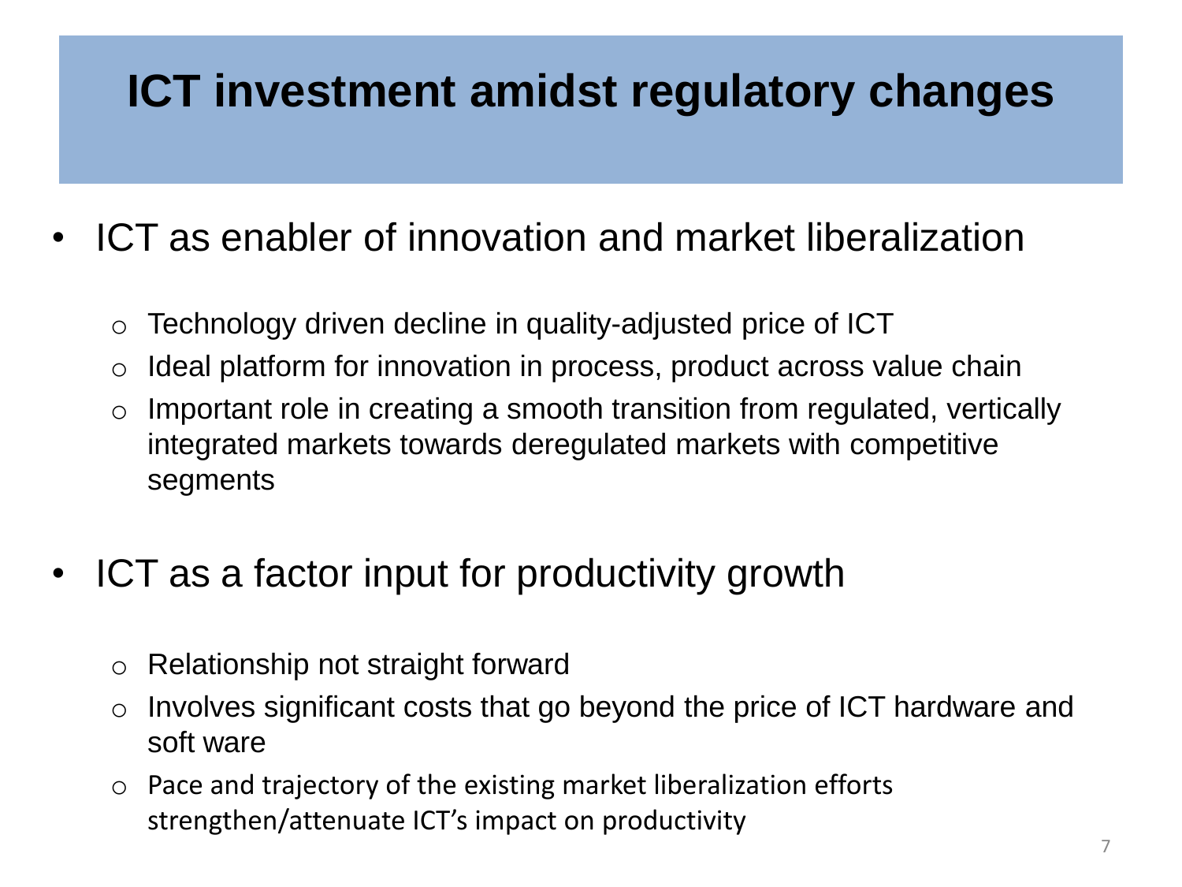# ICT investment amidst regulatory changes

- ICT as enabler of innovation and market liberalization
  - Technology driven decline in quality-adjusted price of ICT
  - Ideal platform for innovation in process, product across value chain
  - Important role in creating a smooth transition from regulated, vertically integrated markets towards deregulated markets with competitive segments

- ICT as a factor input for productivity growth
  - Relationship not straight forward
  - Involves significant costs that go beyond the price of ICT hardware and soft ware
  - Pace and trajectory of the existing market liberalization efforts strengthen/attenuate ICT's impact on productivity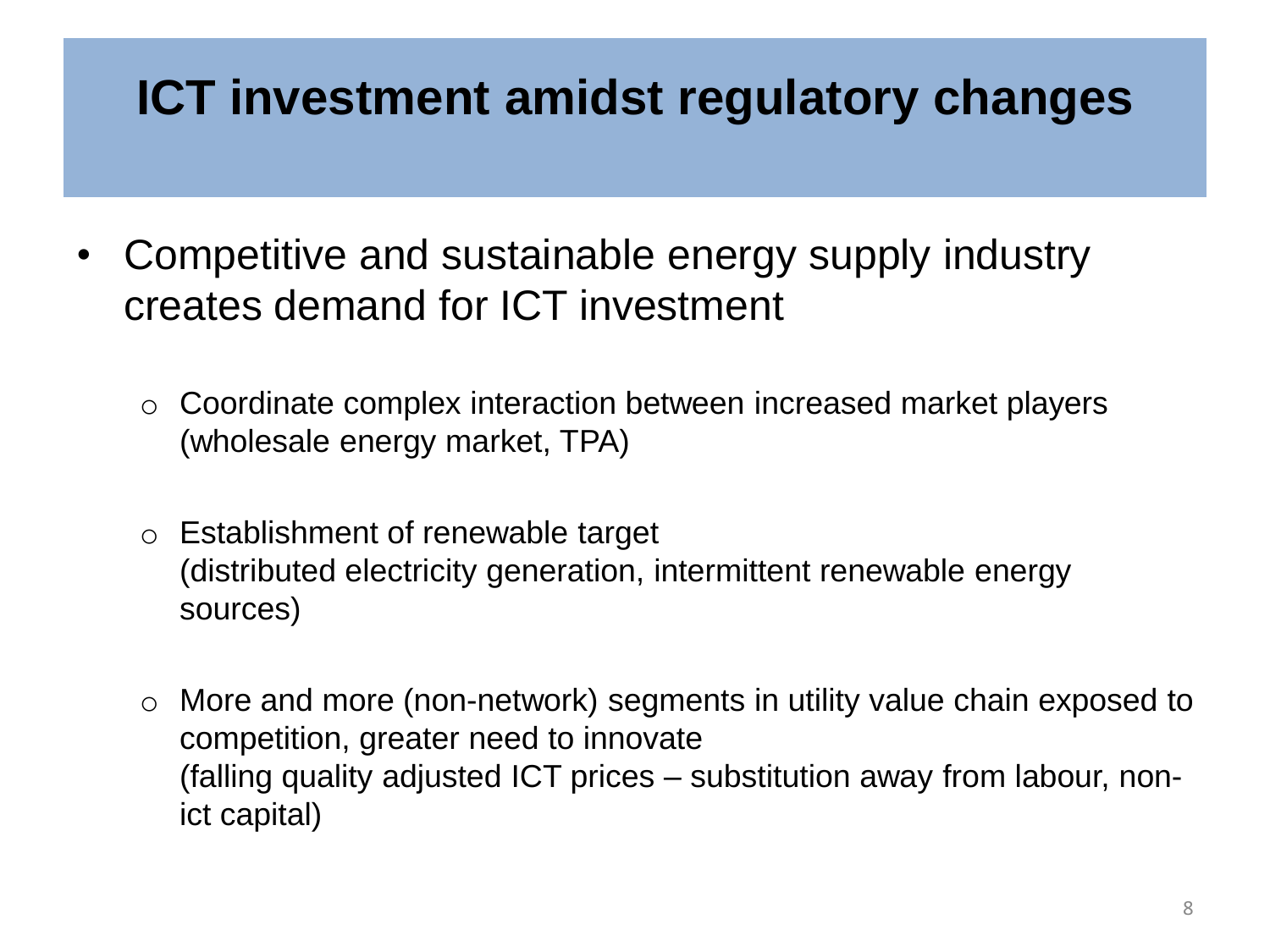# ICT investment amidst regulatory changes

- Competitive and sustainable energy supply industry creates demand for ICT investment
  - Coordinate complex interaction between increased market players (wholesale energy market, TPA)
  - Establishment of renewable target (distributed electricity generation, intermittent renewable energy sources)
  - More and more (non-network) segments in utility value chain exposed to competition, greater need to innovate (falling quality adjusted ICT prices – substitution away from labour, non-ict capital)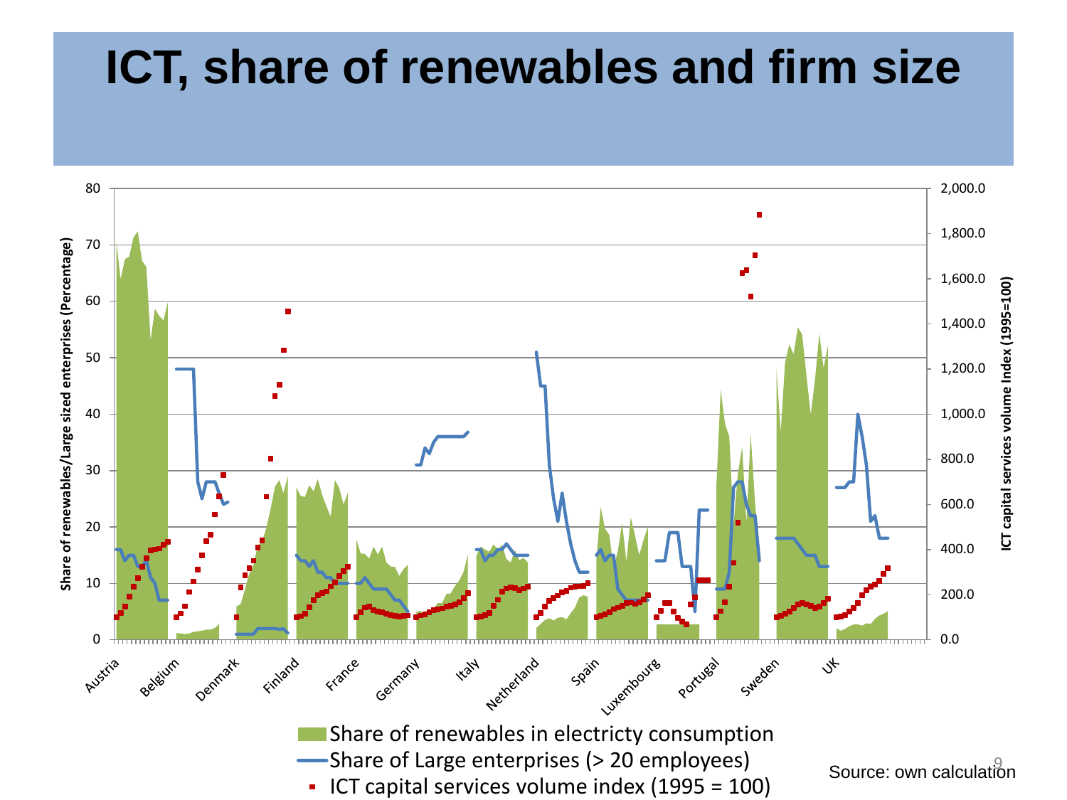# ICT, share of renewables and firm size

Share of renewables/Large sized enterprises (Percentage)

ICT capital services volume Index (1995=100)

Austria, Belgium, Denmark, Finland, France, Germany, Italy, Netherland, Spain, Luxembourg, Portugal, Sweden, UK

- Share of renewables in electricty consumption
- Share of Large enterprises (> 20 employees)
- ICT capital services volume index (1995 = 100)

Source: own calculation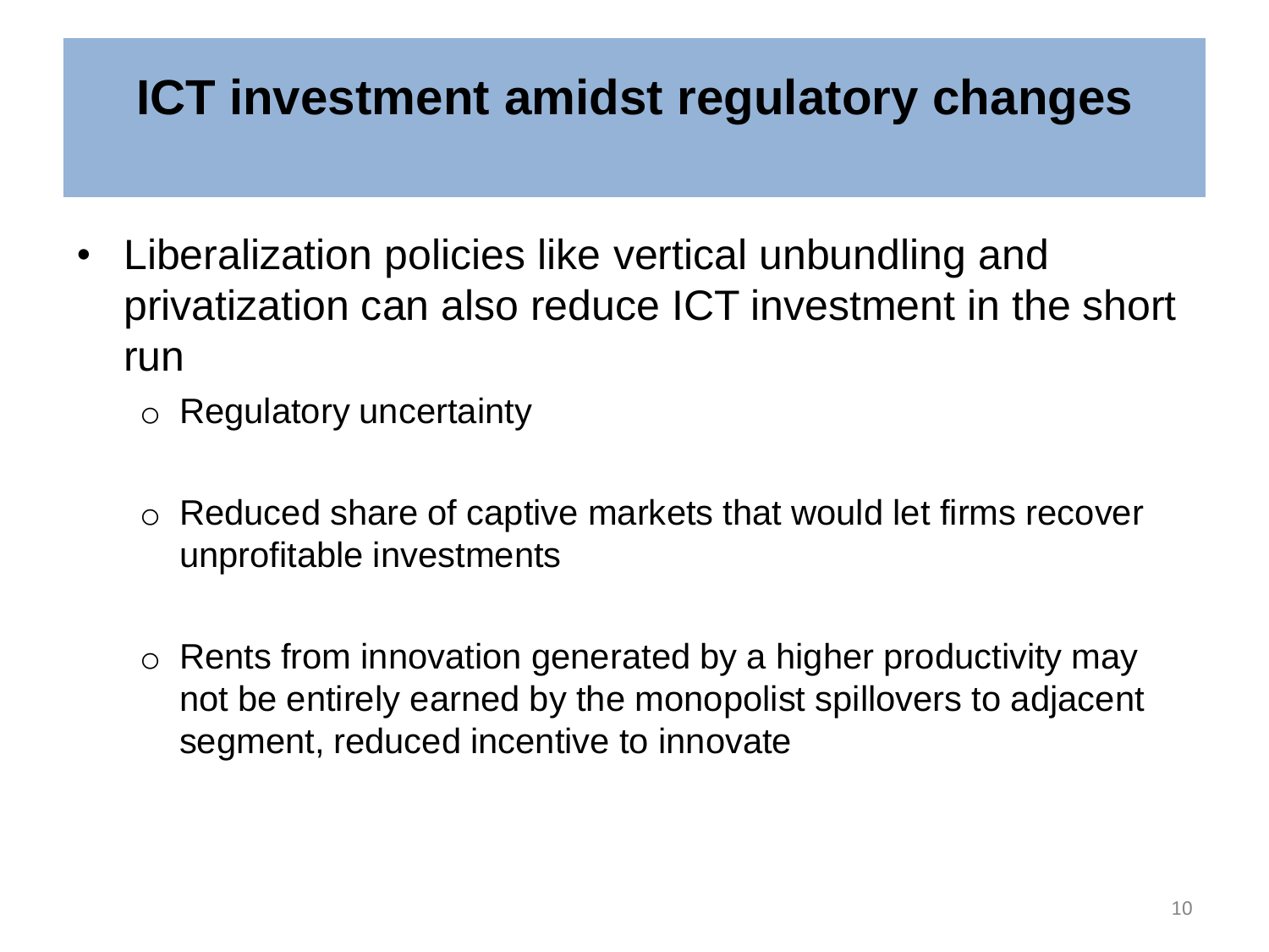# ICT investment amidst regulatory changes

- Liberalization policies like vertical unbundling and privatization can also reduce ICT investment in the short run
  - Regulatory uncertainty
  - Reduced share of captive markets that would let firms recover unprofitable investments
  - Rents from innovation generated by a higher productivity may not be entirely earned by the monopolist spillovers to adjacent segment, reduced incentive to innovate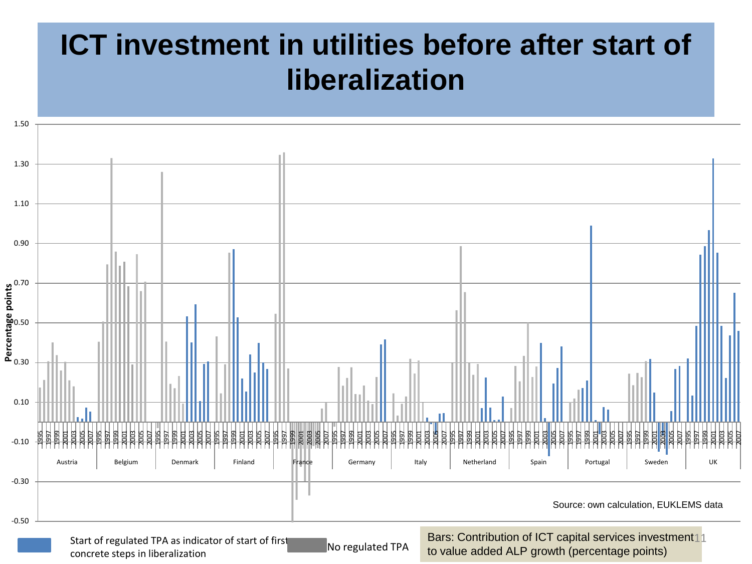# ICT investment in utilities before after start of liberalization

Source: own calculation, EUKLEMS data

Percentage points

Austria, Belgium, Denmark, Finland, France, Germany, Italy, Netherland, Spain, Portugal, Sweden, UK

Start of regulated TPA as indicator of start of first concrete steps in liberalization

No regulated TPA

Bars: Contribution of ICT capital services investment to value added ALP growth (percentage points)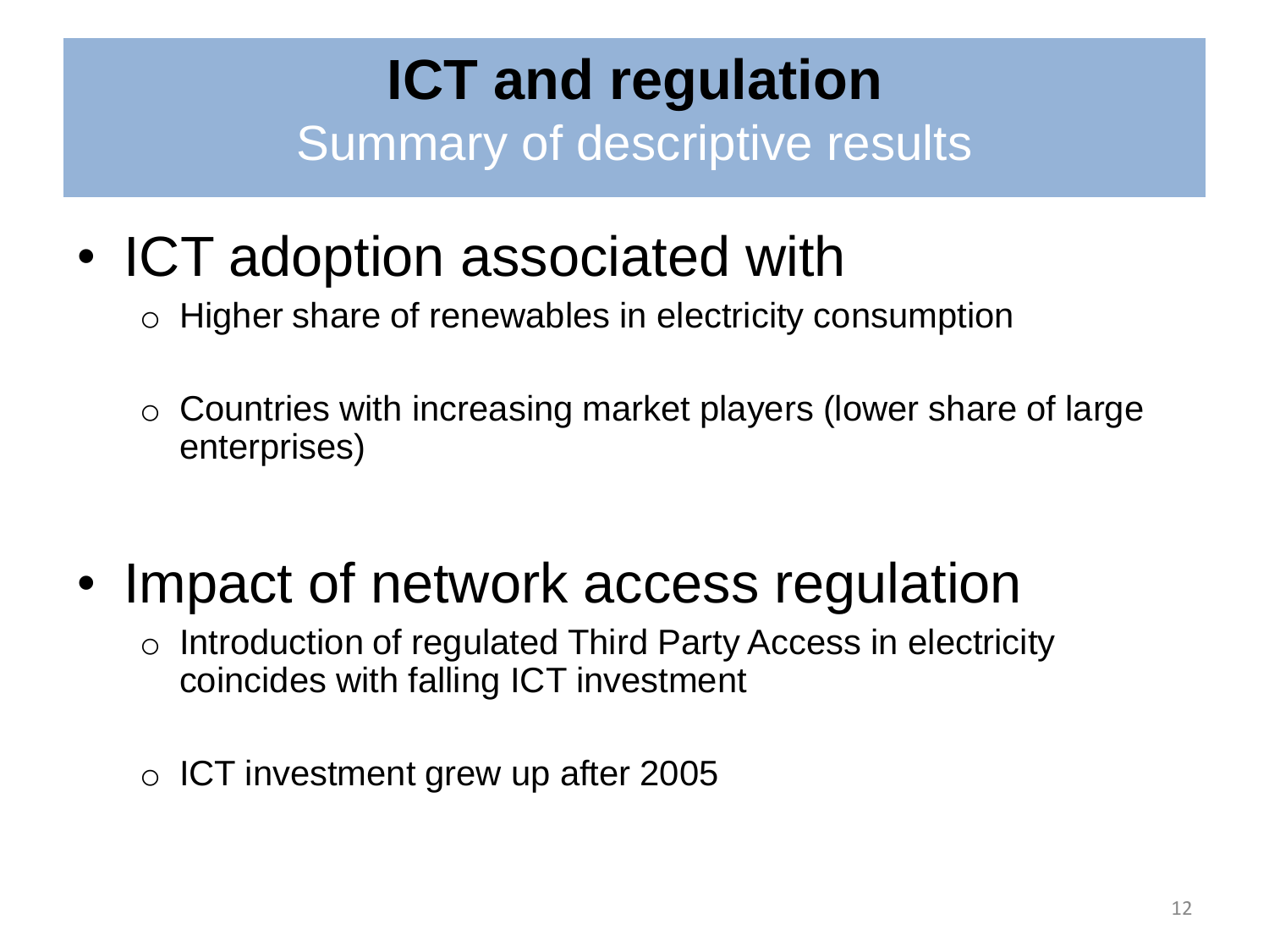# ICT and regulation

## Summary of descriptive results

- ICT adoption associated with
  - Higher share of renewables in electricity consumption
  - Countries with increasing market players (lower share of large enterprises)

- Impact of network access regulation
  - Introduction of regulated Third Party Access in electricity coincides with falling ICT investment
  - ICT investment grew up after 2005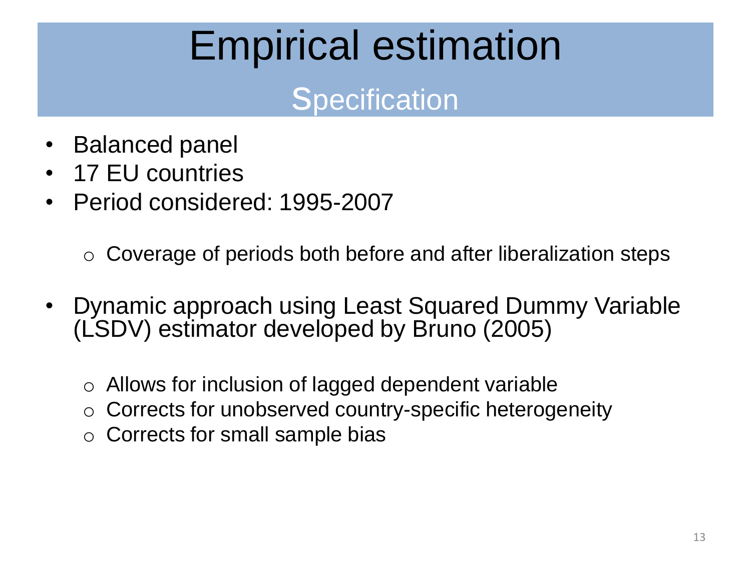# Empirical estimation

## Specification

- Balanced panel
- 17 EU countries
- Period considered: 1995-2007
    - Coverage of periods both before and after liberalization steps
- Dynamic approach using Least Squared Dummy Variable (LSDV) estimator developed by Bruno (2005)
    - Allows for inclusion of lagged dependent variable
    - Corrects for unobserved country-specific heterogeneity
    - Corrects for small sample bias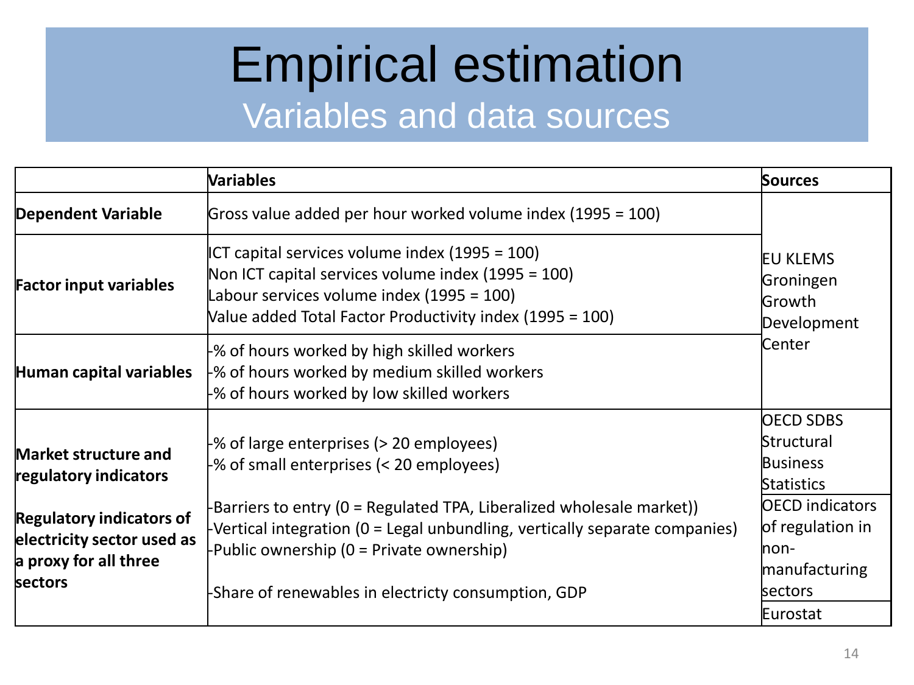# Empirical estimation

## Variables and data sources

| | Variables | Sources |
|---|---|---|
| **Dependent Variable** | Gross value added per hour worked volume index (1995 = 100) | EU KLEMS Groningen Growth Development Center |
| **Factor input variables** | ICT capital services volume index (1995 = 100)<br>Non ICT capital services volume index (1995 = 100)<br>Labour services volume index (1995 = 100)<br>Value added Total Factor Productivity index (1995 = 100) | |
| **Human capital variables** | -% of hours worked by high skilled workers<br>-% of hours worked by medium skilled workers<br>-% of hours worked by low skilled workers | |
| **Market structure and regulatory indicators** | -% of large enterprises (> 20 employees)<br>-% of small enterprises (< 20 employees) | OECD SDBS Structural Business Statistics |
| **Regulatory indicators of electricity sector used as a proxy for all three sectors** | -Barriers to entry (0 = Regulated TPA, Liberalized wholesale market))<br>-Vertical integration (0 = Legal unbundling, vertically separate companies)<br>-Public ownership (0 = Private ownership) | OECD indicators of regulation in non-manufacturing sectors |
| | -Share of renewables in electricty consumption, GDP | Eurostat |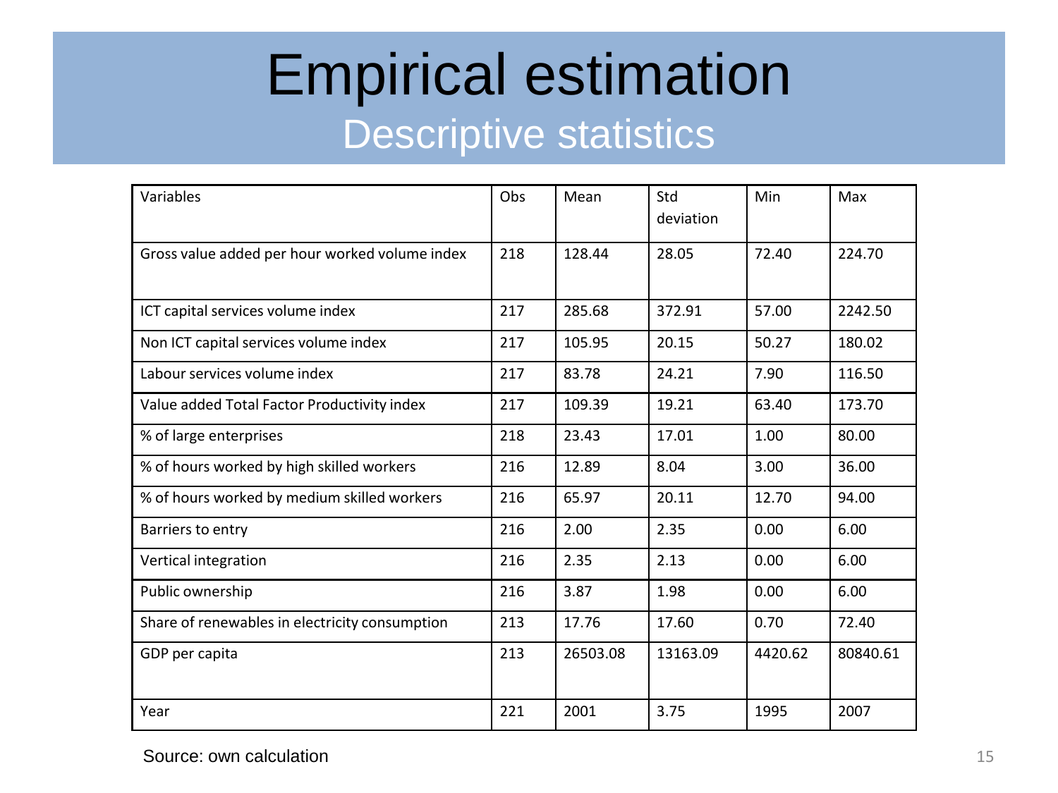# Empirical estimation

## Descriptive statistics

| Variables | Obs | Mean | Std deviation | Min | Max |
|---|---|---|---|---|---|
| Gross value added per hour worked volume index | 218 | 128.44 | 28.05 | 72.40 | 224.70 |
| ICT capital services volume index | 217 | 285.68 | 372.91 | 57.00 | 2242.50 |
| Non ICT capital services volume index | 217 | 105.95 | 20.15 | 50.27 | 180.02 |
| Labour services volume index | 217 | 83.78 | 24.21 | 7.90 | 116.50 |
| Value added Total Factor Productivity index | 217 | 109.39 | 19.21 | 63.40 | 173.70 |
| % of large enterprises | 218 | 23.43 | 17.01 | 1.00 | 80.00 |
| % of hours worked by high skilled workers | 216 | 12.89 | 8.04 | 3.00 | 36.00 |
| % of hours worked by medium skilled workers | 216 | 65.97 | 20.11 | 12.70 | 94.00 |
| Barriers to entry | 216 | 2.00 | 2.35 | 0.00 | 6.00 |
| Vertical integration | 216 | 2.35 | 2.13 | 0.00 | 6.00 |
| Public ownership | 216 | 3.87 | 1.98 | 0.00 | 6.00 |
| Share of renewables in electricity consumption | 213 | 17.76 | 17.60 | 0.70 | 72.40 |
| GDP per capita | 213 | 26503.08 | 13163.09 | 4420.62 | 80840.61 |
| Year | 221 | 2001 | 3.75 | 1995 | 2007 |

Source: own calculation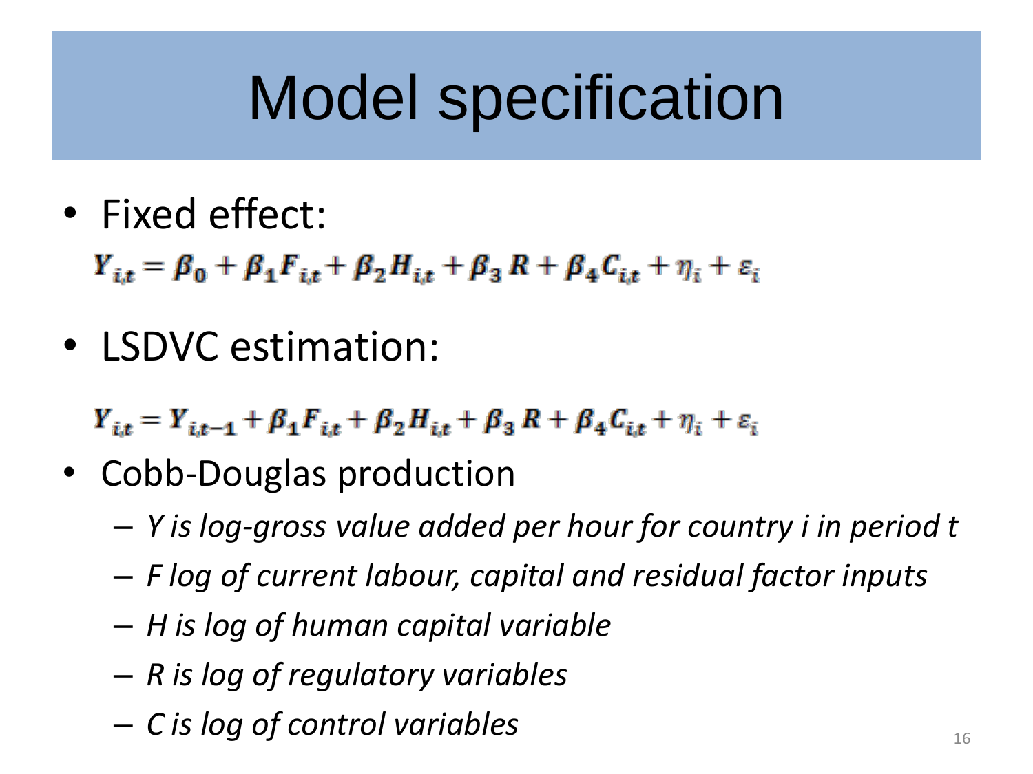# Model specification

- Fixed effect:

$$Y_{i,t} = \beta_0 + \beta_1 F_{i,t} + \beta_2 H_{i,t} + \beta_3 R + \beta_4 C_{i,t} + \eta_i + \varepsilon_i$$

- LSDVC estimation:

$$Y_{i,t} = Y_{i,t-1} + \beta_1 F_{i,t} + \beta_2 H_{i,t} + \beta_3 R + \beta_4 C_{i,t} + \eta_i + \varepsilon_i$$

- Cobb-Douglas production
  - *Y is log-gross value added per hour for country i in period t*
  - *F log of current labour, capital and residual factor inputs*
  - *H is log of human capital variable*
  - *R is log of regulatory variables*
  - *C is log of control variables*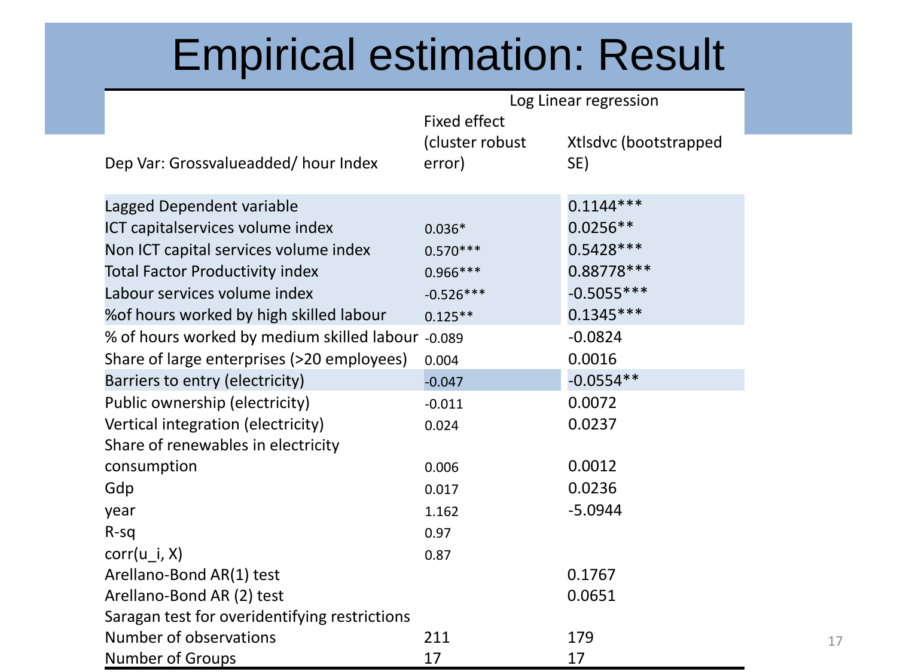# Empirical estimation: Result

| Dep Var: Grossvalueadded/ hour Index | Log Linear regression | |
|---|---|---|
| | Fixed effect (cluster robust error) | Xtlsdvc (bootstrapped SE) |
| Lagged Dependent variable | | 0.1144*** |
| ICT capitalservices volume index | 0.036* | 0.0256** |
| Non ICT capital services volume index | 0.570*** | 0.5428*** |
| Total Factor Productivity index | 0.966*** | 0.88778*** |
| Labour services volume index | -0.526*** | -0.5055*** |
| %of hours worked by high skilled labour | 0.125** | 0.1345*** |
| % of hours worked by medium skilled labour | -0.089 | -0.0824 |
| Share of large enterprises (>20 employees) | 0.004 | 0.0016 |
| Barriers to entry (electricity) | -0.047 | -0.0554** |
| Public ownership (electricity) | -0.011 | 0.0072 |
| Vertical integration (electricity) | 0.024 | 0.0237 |
| Share of renewables in electricity consumption | 0.006 | 0.0012 |
| Gdp | 0.017 | 0.0236 |
| year | 1.162 | -5.0944 |
| R-sq | 0.97 | |
| corr(u_i, X) | 0.87 | |
| Arellano-Bond AR(1) test | | 0.1767 |
| Arellano-Bond AR (2) test | | 0.0651 |
| Saragan test for overidentifying restrictions | | |
| Number of observations | 211 | 179 |
| Number of Groups | 17 | 17 |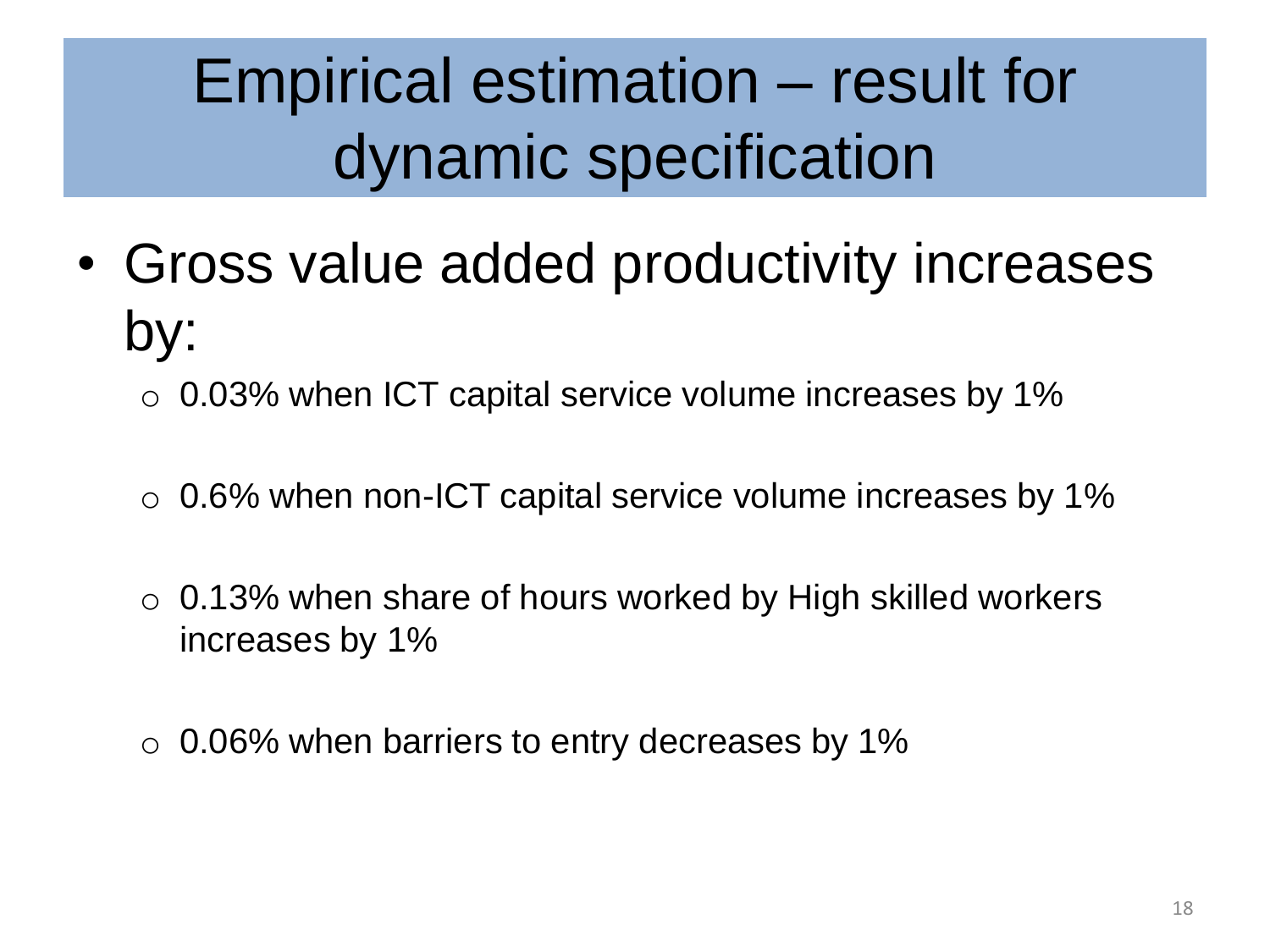# Empirical estimation – result for dynamic specification

- Gross value added productivity increases by:
  - 0.03% when ICT capital service volume increases by 1%
  - 0.6% when non-ICT capital service volume increases by 1%
  - 0.13% when share of hours worked by High skilled workers increases by 1%
  - 0.06% when barriers to entry decreases by 1%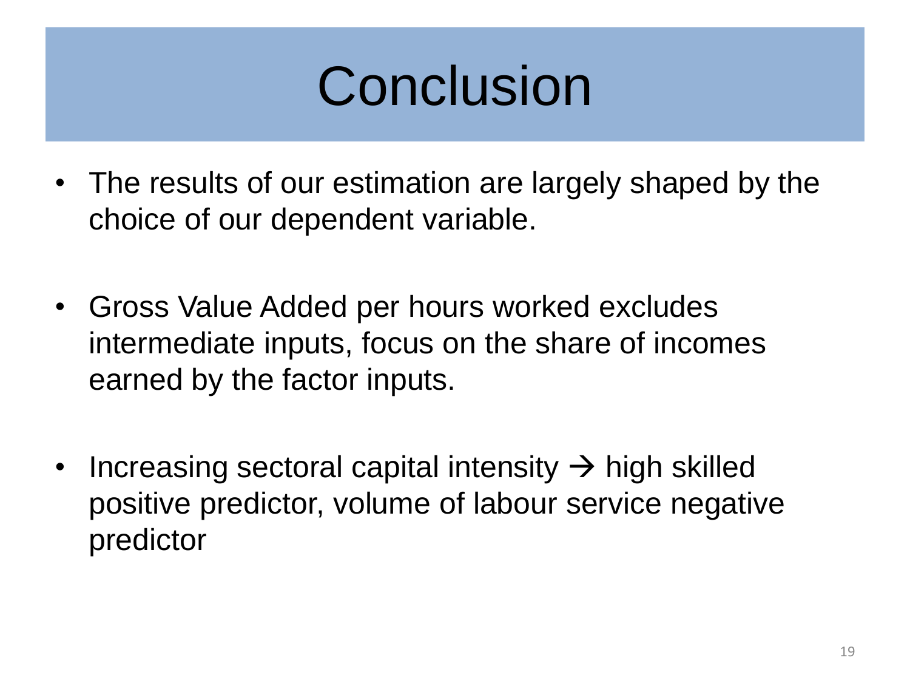# Conclusion

- The results of our estimation are largely shaped by the choice of our dependent variable.
- Gross Value Added per hours worked excludes intermediate inputs, focus on the share of incomes earned by the factor inputs.
- Increasing sectoral capital intensity → high skilled positive predictor, volume of labour service negative predictor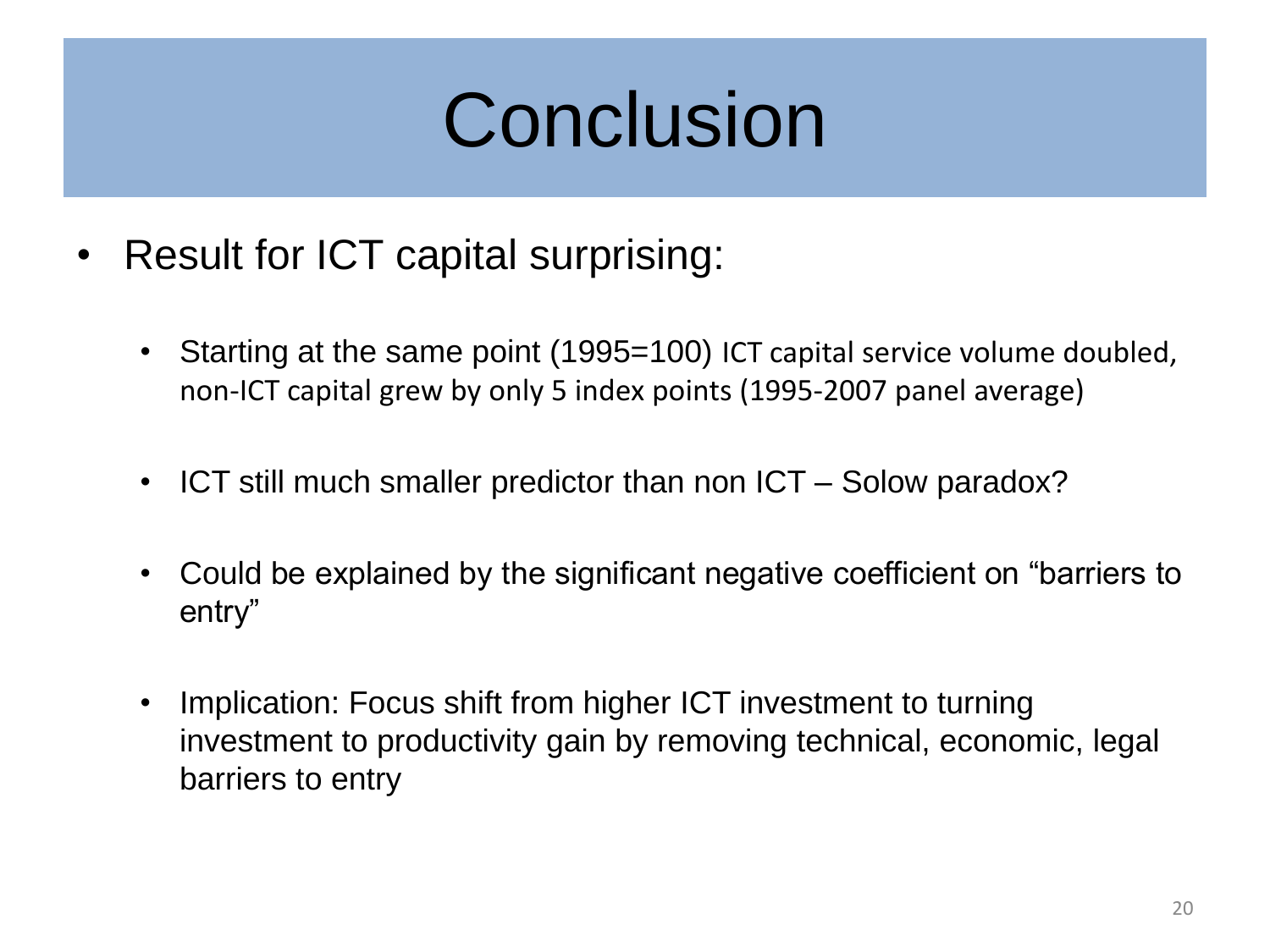# Conclusion

- Result for ICT capital surprising:
  - Starting at the same point (1995=100) ICT capital service volume doubled, non-ICT capital grew by only 5 index points (1995-2007 panel average)
  - ICT still much smaller predictor than non ICT – Solow paradox?
  - Could be explained by the significant negative coefficient on “barriers to entry”
  - Implication: Focus shift from higher ICT investment to turning investment to productivity gain by removing technical, economic, legal barriers to entry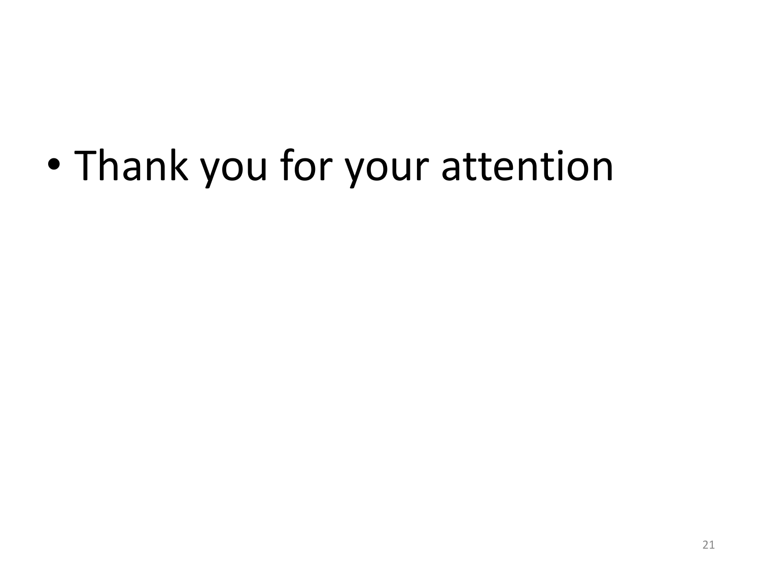- Thank you for your attention